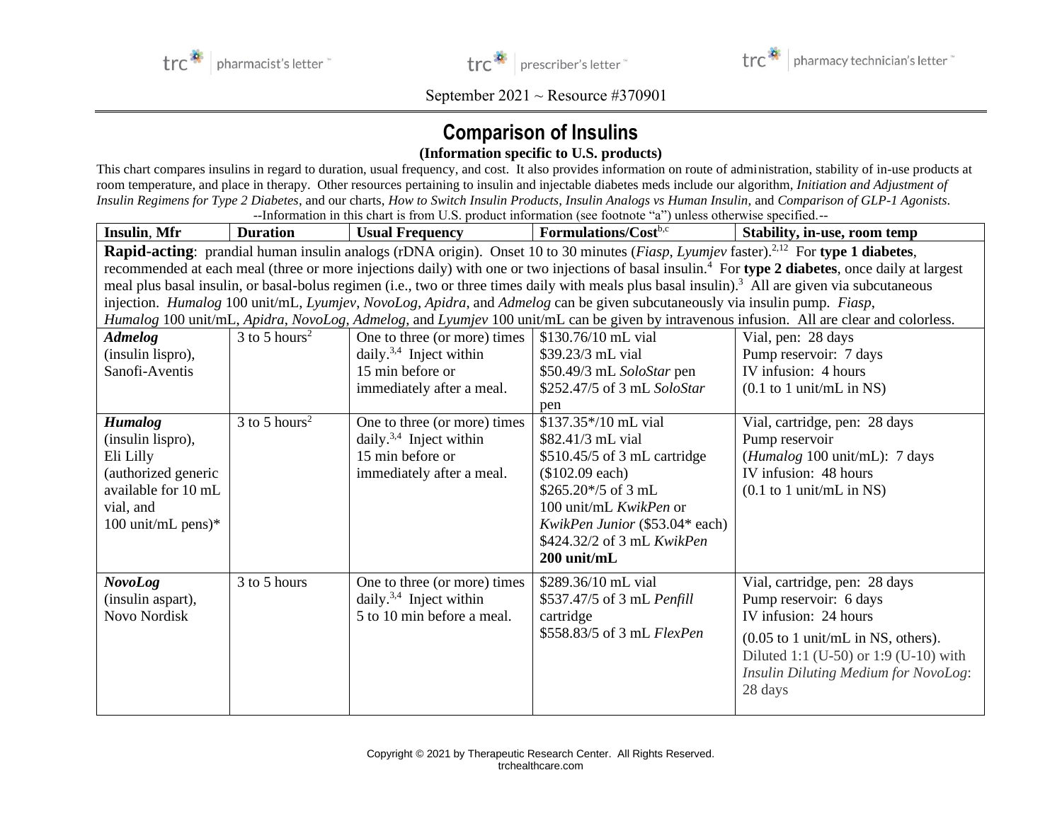September 2021 ~ Resource #370901

# Comparison of Insulins

**(Information specific to U.S. products)**

This chart compares insulins in regard to duration, usual frequency, and cost. It also provides information on route of administration, stability of in-use products at room temperature, and place in therapy. Other resources pertaining to insulin and injectable diabetes meds include our algorithm, *Initiation and Adjustment of Insulin Regimens for Type 2 Diabetes*, and our charts, *How to Switch Insulin Products*, *Insulin Analogs vs Human Insulin*, and *Comparison of GLP-1 Agonists*.

--Information in this chart is from U.S. product information (see footnote "a") unless otherwise specified.--

| Insulin, Mfr | Duration | Usual Frequency | Formulations/Cost[b,c] | Stability, in-use, room temp |
|---|---|---|---|---|
| **Rapid-acting**: prandial human insulin analogs (rDNA origin). Onset 10 to 30 minutes (*Fiasp*, *Lyumjev* faster).[2,12] For **type 1 diabetes**, recommended at each meal (three or more injections daily) with one or two injections of basal insulin.[4] For **type 2 diabetes**, once daily at largest meal plus basal insulin, or basal-bolus regimen (i.e., two or three times daily with meals plus basal insulin).[3] All are given via subcutaneous injection. *Humalog* 100 unit/mL, *Lyumjev*, *NovoLog*, *Apidra*, and *Admelog* can be given subcutaneously via insulin pump. *Fiasp*, *Humalog* 100 unit/mL, *Apidra*, *NovoLog*, *Admelog*, and *Lyumjev* 100 unit/mL can be given by intravenous infusion. All are clear and colorless. | | | | |
| ***Admelog*** (insulin lispro), Sanofi-Aventis | 3 to 5 hours[2] | One to three (or more) times daily.[3,4] Inject within 15 min before or immediately after a meal. | $130.76/10 mL vial<br>$39.23/3 mL vial<br>$50.49/3 mL *SoloStar* pen<br>$252.47/5 of 3 mL *SoloStar* pen | Vial, pen: 28 days<br>Pump reservoir: 7 days<br>IV infusion: 4 hours<br>(0.1 to 1 unit/mL in NS) |
| ***Humalog*** (insulin lispro), Eli Lilly (authorized generic available for 10 mL vial, and 100 unit/mL pens)* | 3 to 5 hours[2] | One to three (or more) times daily.[3,4] Inject within 15 min before or immediately after a meal. | $137.35*/10 mL vial<br>$82.41/3 mL vial<br>$510.45/5 of 3 mL cartridge ($102.09 each)<br>$265.20*/5 of 3 mL 100 unit/mL *KwikPen* or *KwikPen Junior* ($53.04* each)<br>$424.32/2 of 3 mL *KwikPen* **200 unit/mL** | Vial, cartridge, pen: 28 days<br>Pump reservoir (*Humalog* 100 unit/mL): 7 days<br>IV infusion: 48 hours<br>(0.1 to 1 unit/mL in NS) |
| ***NovoLog*** (insulin aspart), Novo Nordisk | 3 to 5 hours | One to three (or more) times daily.[3,4] Inject within 5 to 10 min before a meal. | $289.36/10 mL vial<br>$537.47/5 of 3 mL *Penfill* cartridge<br>$558.83/5 of 3 mL *FlexPen* | Vial, cartridge, pen: 28 days<br>Pump reservoir: 6 days<br>IV infusion: 24 hours<br>(0.05 to 1 unit/mL in NS, others).<br>Diluted 1:1 (U-50) or 1:9 (U-10) with *Insulin Diluting Medium for NovoLog*: 28 days |

Copyright © 2021 by Therapeutic Research Center. All Rights Reserved.
trchealthcare.com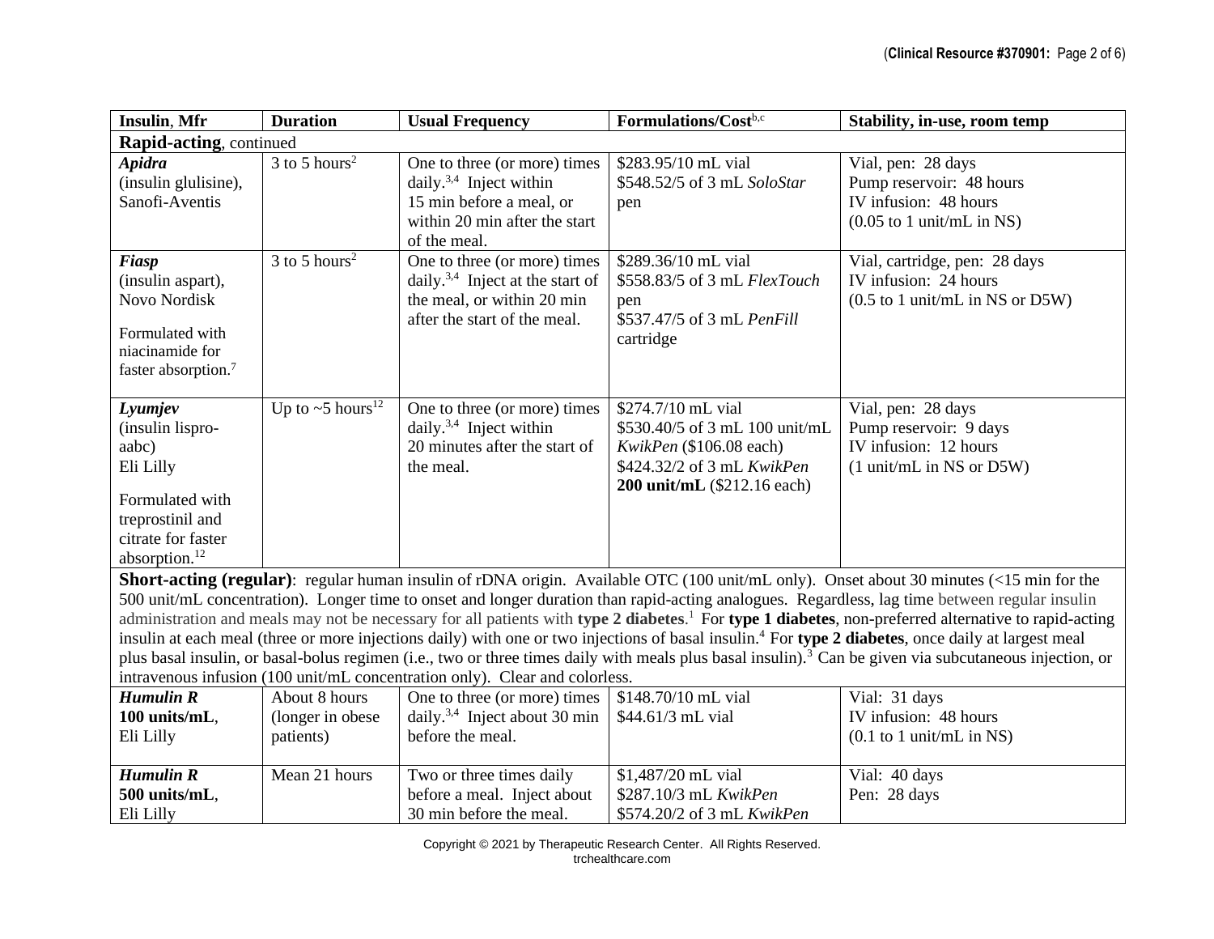| Insulin, Mfr | Duration | Usual Frequency | Formulations/Cost[b,c] | Stability, in-use, room temp |
|---|---|---|---|---|
| **Rapid-acting**, continued | | | | |
| ***Apidra*** (insulin glulisine), Sanofi-Aventis | 3 to 5 hours[2] | One to three (or more) times daily.[3,4] Inject within 15 min before a meal, or within 20 min after the start of the meal. | $283.95/10 mL vial<br>$548.52/5 of 3 mL *SoloStar* pen | Vial, pen: 28 days<br>Pump reservoir: 48 hours<br>IV infusion: 48 hours<br>(0.05 to 1 unit/mL in NS) |
| ***Fiasp*** (insulin aspart), Novo Nordisk<br><br>Formulated with niacinamide for faster absorption.[7] | 3 to 5 hours[2] | One to three (or more) times daily.[3,4] Inject at the start of the meal, or within 20 min after the start of the meal. | $289.36/10 mL vial<br>$558.83/5 of 3 mL *FlexTouch* pen<br>$537.47/5 of 3 mL *PenFill* cartridge | Vial, cartridge, pen: 28 days<br>IV infusion: 24 hours<br>(0.5 to 1 unit/mL in NS or D5W) |
| ***Lyumjev*** (insulin lispro-aabc) Eli Lilly<br><br>Formulated with treprostinil and citrate for faster absorption.[12] | Up to ~5 hours[12] | One to three (or more) times daily.[3,4] Inject within 20 minutes after the start of the meal. | $274.7/10 mL vial<br>$530.40/5 of 3 mL 100 unit/mL *KwikPen* ($106.08 each)<br>$424.32/2 of 3 mL *KwikPen* **200 unit/mL** ($212.16 each) | Vial, pen: 28 days<br>Pump reservoir: 9 days<br>IV infusion: 12 hours<br>(1 unit/mL in NS or D5W) |
| **Short-acting (regular)**: regular human insulin of rDNA origin. Available OTC (100 unit/mL only). Onset about 30 minutes (<15 min for the 500 unit/mL concentration). Longer time to onset and longer duration than rapid-acting analogues. Regardless, lag time between regular insulin administration and meals may not be necessary for all patients with **type 2 diabetes**.[1] For **type 1 diabetes**, non-preferred alternative to rapid-acting insulin at each meal (three or more injections daily) with one or two injections of basal insulin.[4] For **type 2 diabetes**, once daily at largest meal plus basal insulin, or basal-bolus regimen (i.e., two or three times daily with meals plus basal insulin).[3] Can be given via subcutaneous injection, or intravenous infusion (100 unit/mL concentration only). Clear and colorless. | | | | |
| ***Humulin R*** **100 units/mL**, Eli Lilly | About 8 hours (longer in obese patients) | One to three (or more) times daily.[3,4] Inject about 30 min before the meal. | $148.70/10 mL vial<br>$44.61/3 mL vial | Vial: 31 days<br>IV infusion: 48 hours<br>(0.1 to 1 unit/mL in NS) |
| ***Humulin R*** **500 units/mL**, Eli Lilly | Mean 21 hours | Two or three times daily before a meal. Inject about 30 min before the meal. | $1,487/20 mL vial<br>$287.10/3 mL *KwikPen*<br>$574.20/2 of 3 mL *KwikPen* | Vial: 40 days<br>Pen: 28 days |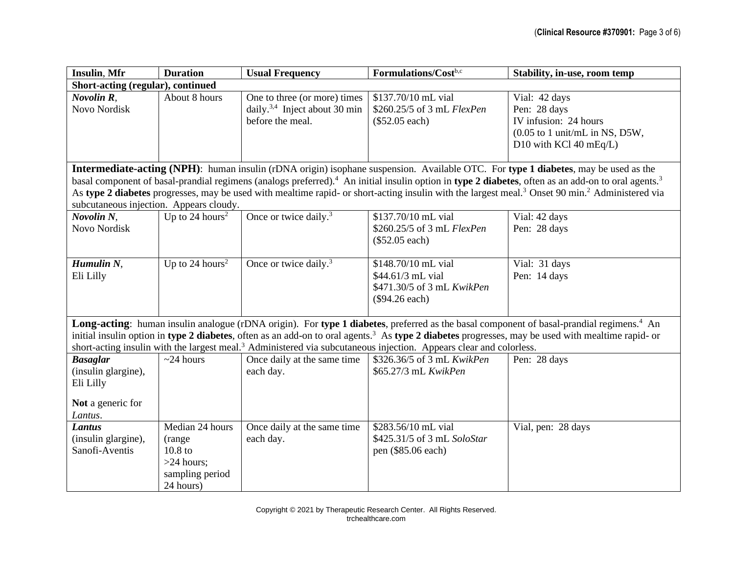| Insulin, Mfr | Duration | Usual Frequency | Formulations/Cost[b,c] | Stability, in-use, room temp |
|---|---|---|---|---|
| **Short-acting (regular), continued** | | | | |
| ***Novolin R***, Novo Nordisk | About 8 hours | One to three (or more) times daily.[3,4] Inject about 30 min before the meal. | $137.70/10 mL vial<br>$260.25/5 of 3 mL *FlexPen* ($52.05 each) | Vial: 42 days<br>Pen: 28 days<br>IV infusion: 24 hours (0.05 to 1 unit/mL in NS, D5W, D10 with KCl 40 mEq/L) |
| **Intermediate-acting (NPH)**: human insulin (rDNA origin) isophane suspension. Available OTC. For **type 1 diabetes**, may be used as the basal component of basal-prandial regimens (analogs preferred).[4] An initial insulin option in **type 2 diabetes**, often as an add-on to oral agents.[3] As **type 2 diabetes** progresses, may be used with mealtime rapid- or short-acting insulin with the largest meal.[3] Onset 90 min.[2] Administered via subcutaneous injection. Appears cloudy. | | | | |
| ***Novolin N***, Novo Nordisk | Up to 24 hours[2] | Once or twice daily.[3] | $137.70/10 mL vial<br>$260.25/5 of 3 mL *FlexPen* ($52.05 each) | Vial: 42 days<br>Pen: 28 days |
| ***Humulin N***, Eli Lilly | Up to 24 hours[2] | Once or twice daily.[3] | $148.70/10 mL vial<br>$44.61/3 mL vial<br>$471.30/5 of 3 mL *KwikPen* ($94.26 each) | Vial: 31 days<br>Pen: 14 days |
| **Long-acting**: human insulin analogue (rDNA origin). For **type 1 diabetes**, preferred as the basal component of basal-prandial regimens.[4] An initial insulin option in **type 2 diabetes**, often as an add-on to oral agents.[3] As **type 2 diabetes** progresses, may be used with mealtime rapid- or short-acting insulin with the largest meal.[3] Administered via subcutaneous injection. Appears clear and colorless. | | | | |
| ***Basaglar*** (insulin glargine), Eli Lilly<br><br>**Not** a generic for *Lantus*. | ~24 hours | Once daily at the same time each day. | $326.36/5 of 3 mL *KwikPen*<br>$65.27/3 mL *KwikPen* | Pen: 28 days |
| ***Lantus*** (insulin glargine), Sanofi-Aventis | Median 24 hours (range 10.8 to >24 hours; sampling period 24 hours) | Once daily at the same time each day. | $283.56/10 mL vial<br>$425.31/5 of 3 mL *SoloStar* pen ($85.06 each) | Vial, pen: 28 days |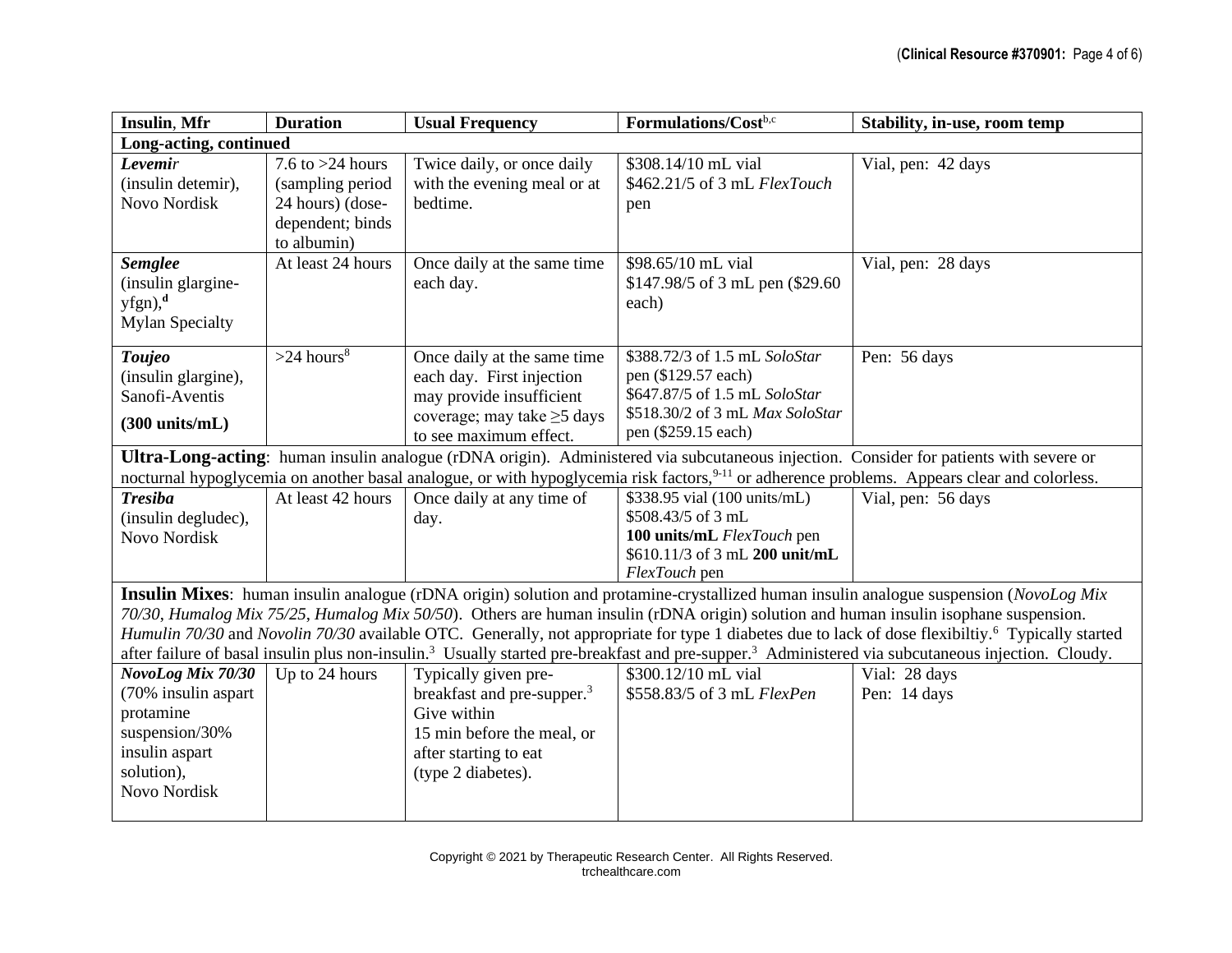| Insulin, Mfr | Duration | Usual Frequency | Formulations/Cost[b,c] | Stability, in-use, room temp |
|---|---|---|---|---|
| **Long-acting, continued** | | | | |
| ***Levemir*** (insulin detemir), Novo Nordisk | 7.6 to >24 hours (sampling period 24 hours) (dose-dependent; binds to albumin) | Twice daily, or once daily with the evening meal or at bedtime. | \$308.14/10 mL vial<br>\$462.21/5 of 3 mL *FlexTouch* pen | Vial, pen: 42 days |
| ***Semglee*** (insulin glargine-yfgn),[d] Mylan Specialty | At least 24 hours | Once daily at the same time each day. | \$98.65/10 mL vial<br>\$147.98/5 of 3 mL pen (\$29.60 each) | Vial, pen: 28 days |
| ***Toujeo*** (insulin glargine), Sanofi-Aventis **(300 units/mL)** | >24 hours[8] | Once daily at the same time each day. First injection may provide insufficient coverage; may take ≥5 days to see maximum effect. | \$388.72/3 of 1.5 mL *SoloStar* pen (\$129.57 each)<br>\$647.87/5 of 1.5 mL *SoloStar*<br>\$518.30/2 of 3 mL *Max SoloStar* pen (\$259.15 each) | Pen: 56 days |
| **Ultra-Long-acting**: human insulin analogue (rDNA origin). Administered via subcutaneous injection. Consider for patients with severe or nocturnal hypoglycemia on another basal analogue, or with hypoglycemia risk factors,[9-11] or adherence problems. Appears clear and colorless. | | | | |
| ***Tresiba*** (insulin degludec), Novo Nordisk | At least 42 hours | Once daily at any time of day. | \$338.95 vial (100 units/mL)<br>\$508.43/5 of 3 mL **100 units/mL** *FlexTouch* pen<br>\$610.11/3 of 3 mL **200 unit/mL** *FlexTouch* pen | Vial, pen: 56 days |
| **Insulin Mixes**: human insulin analogue (rDNA origin) solution and protamine-crystallized human insulin analogue suspension (*NovoLog Mix 70/30, Humalog Mix 75/25, Humalog Mix 50/50*). Others are human insulin (rDNA origin) solution and human insulin isophane suspension. *Humulin 70/30* and *Novolin 70/30* available OTC. Generally, not appropriate for type 1 diabetes due to lack of dose flexibiltiy.[6] Typically started after failure of basal insulin plus non-insulin.[3] Usually started pre-breakfast and pre-supper.[3] Administered via subcutaneous injection. Cloudy. | | | | |
| ***NovoLog Mix 70/30*** (70% insulin aspart protamine suspension/30% insulin aspart solution), Novo Nordisk | Up to 24 hours | Typically given pre-breakfast and pre-supper.[3] Give within 15 min before the meal, or after starting to eat (type 2 diabetes). | \$300.12/10 mL vial<br>\$558.83/5 of 3 mL *FlexPen* | Vial: 28 days<br>Pen: 14 days |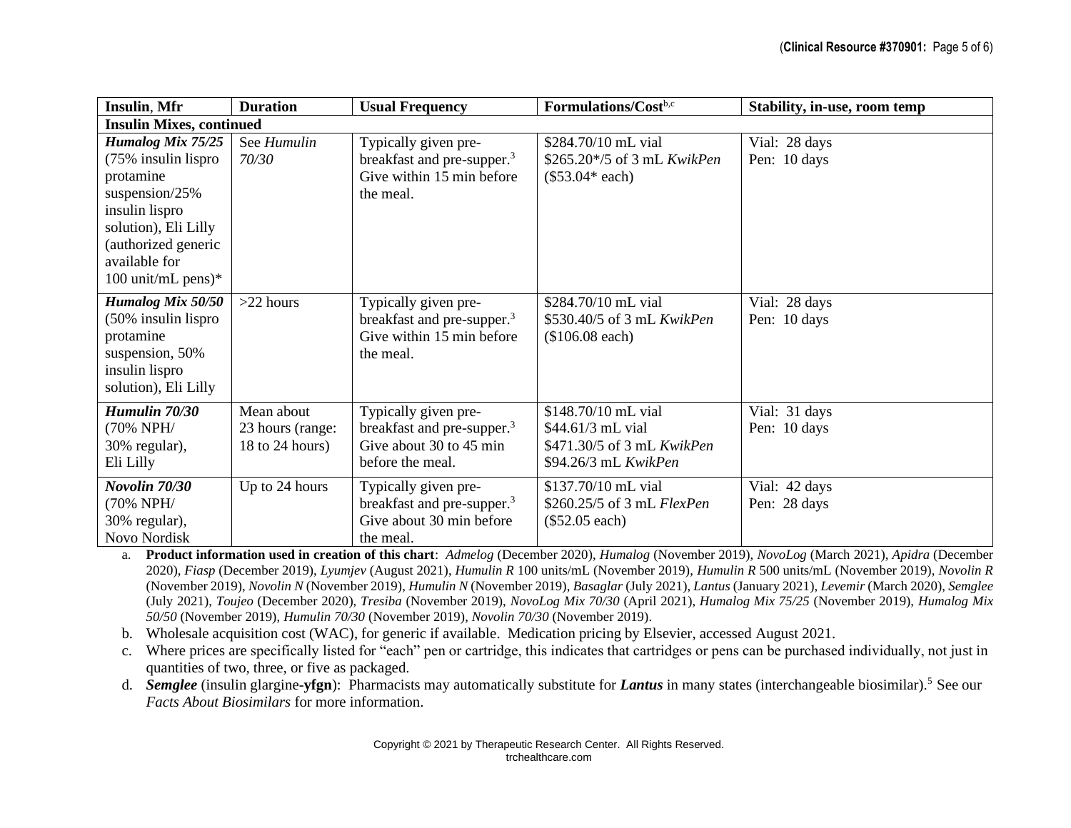| Insulin, Mfr | Duration | Usual Frequency | Formulations/Cost[b,c] | Stability, in-use, room temp |
|---|---|---|---|---|
| **Insulin Mixes, continued** | | | | |
| ***Humalog Mix 75/25*** (75% insulin lispro protamine suspension/25% insulin lispro solution), Eli Lilly (authorized generic available for 100 unit/mL pens)* | See *Humulin 70/30* | Typically given pre-breakfast and pre-supper.[3] Give within 15 min before the meal. | $284.70/10 mL vial<br>$265.20*/5 of 3 mL *KwikPen* ($53.04* each) | Vial: 28 days<br>Pen: 10 days |
| ***Humalog Mix 50/50*** (50% insulin lispro protamine suspension, 50% insulin lispro solution), Eli Lilly | >22 hours | Typically given pre-breakfast and pre-supper.[3] Give within 15 min before the meal. | $284.70/10 mL vial<br>$530.40/5 of 3 mL *KwikPen* ($106.08 each) | Vial: 28 days<br>Pen: 10 days |
| ***Humulin 70/30*** (70% NPH/ 30% regular), Eli Lilly | Mean about 23 hours (range: 18 to 24 hours) | Typically given pre-breakfast and pre-supper.[3] Give about 30 to 45 min before the meal. | $148.70/10 mL vial<br>$44.61/3 mL vial<br>$471.30/5 of 3 mL *KwikPen*<br>$94.26/3 mL *KwikPen* | Vial: 31 days<br>Pen: 10 days |
| ***Novolin 70/30*** (70% NPH/ 30% regular), Novo Nordisk | Up to 24 hours | Typically given pre-breakfast and pre-supper.[3] Give about 30 min before the meal. | $137.70/10 mL vial<br>$260.25/5 of 3 mL *FlexPen* ($52.05 each) | Vial: 42 days<br>Pen: 28 days |

a. **Product information used in creation of this chart**: *Admelog* (December 2020), *Humalog* (November 2019), *NovoLog* (March 2021), *Apidra* (December 2020), *Fiasp* (December 2019), *Lyumjev* (August 2021), *Humulin R* 100 units/mL (November 2019), *Humulin R* 500 units/mL (November 2019), *Novolin R* (November 2019), *Novolin N* (November 2019), *Humulin N* (November 2019), *Basaglar* (July 2021), *Lantus* (January 2021), *Levemir* (March 2020), *Semglee* (July 2021), *Toujeo* (December 2020), *Tresiba* (November 2019), *NovoLog Mix 70/30* (April 2021), *Humalog Mix 75/25* (November 2019), *Humalog Mix 50/50* (November 2019), *Humulin 70/30* (November 2019), *Novolin 70/30* (November 2019).

b. Wholesale acquisition cost (WAC), for generic if available. Medication pricing by Elsevier, accessed August 2021.

c. Where prices are specifically listed for "each" pen or cartridge, this indicates that cartridges or pens can be purchased individually, not just in quantities of two, three, or five as packaged.

d. ***Semglee*** (insulin glargine-**yfgn**): Pharmacists may automatically substitute for ***Lantus*** in many states (interchangeable biosimilar).[5] See our *Facts About Biosimilars* for more information.

Copyright © 2021 by Therapeutic Research Center. All Rights Reserved.
trchealthcare.com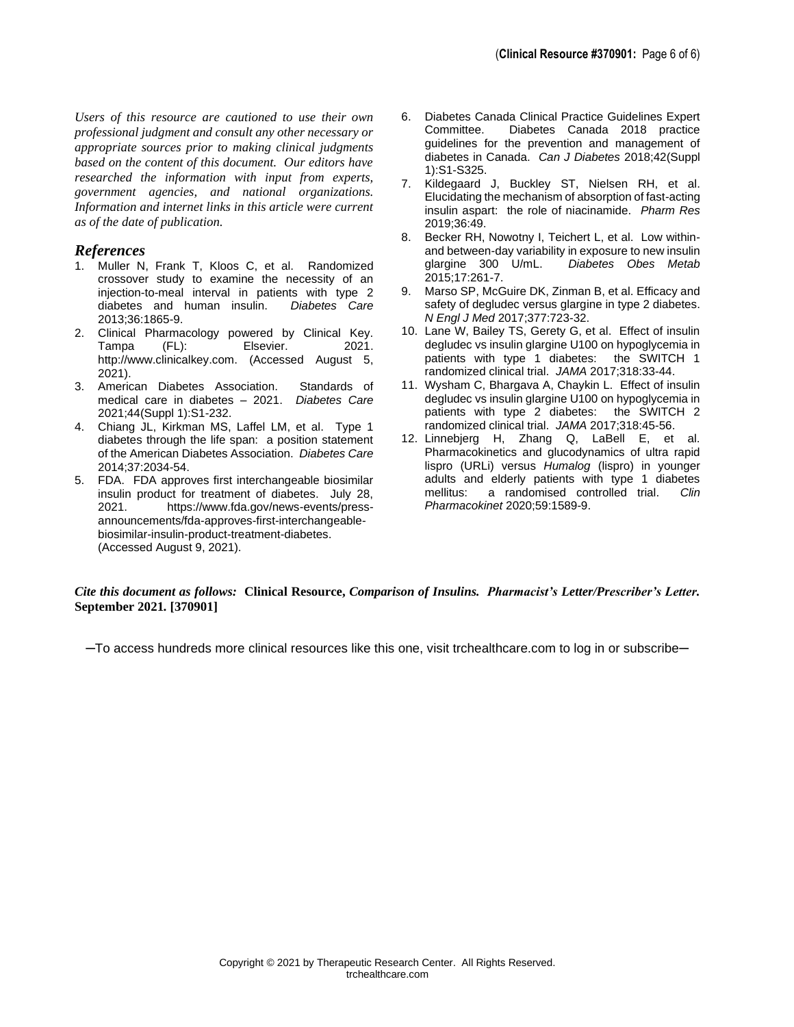*Users of this resource are cautioned to use their own professional judgment and consult any other necessary or appropriate sources prior to making clinical judgments based on the content of this document. Our editors have researched the information with input from experts, government agencies, and national organizations. Information and internet links in this article were current as of the date of publication.*

## *References*

1. Muller N, Frank T, Kloos C, et al. Randomized crossover study to examine the necessity of an injection-to-meal interval in patients with type 2 diabetes and human insulin. *Diabetes Care* 2013;36:1865-9.
2. Clinical Pharmacology powered by Clinical Key. Tampa (FL): Elsevier. 2021. http://www.clinicalkey.com. (Accessed August 5, 2021).
3. American Diabetes Association. Standards of medical care in diabetes – 2021. *Diabetes Care* 2021;44(Suppl 1):S1-232.
4. Chiang JL, Kirkman MS, Laffel LM, et al. Type 1 diabetes through the life span: a position statement of the American Diabetes Association. *Diabetes Care* 2014;37:2034-54.
5. FDA. FDA approves first interchangeable biosimilar insulin product for treatment of diabetes. July 28, 2021. https://www.fda.gov/news-events/press-announcements/fda-approves-first-interchangeable-biosimilar-insulin-product-treatment-diabetes. (Accessed August 9, 2021).
6. Diabetes Canada Clinical Practice Guidelines Expert Committee. Diabetes Canada 2018 practice guidelines for the prevention and management of diabetes in Canada. *Can J Diabetes* 2018;42(Suppl 1):S1-S325.
7. Kildegaard J, Buckley ST, Nielsen RH, et al. Elucidating the mechanism of absorption of fast-acting insulin aspart: the role of niacinamide. *Pharm Res* 2019;36:49.
8. Becker RH, Nowotny I, Teichert L, et al. Low within- and between-day variability in exposure to new insulin glargine 300 U/mL. *Diabetes Obes Metab* 2015;17:261-7.
9. Marso SP, McGuire DK, Zinman B, et al. Efficacy and safety of degludec versus glargine in type 2 diabetes. *N Engl J Med* 2017;377:723-32.
10. Lane W, Bailey TS, Gerety G, et al. Effect of insulin degludec vs insulin glargine U100 on hypoglycemia in patients with type 1 diabetes: the SWITCH 1 randomized clinical trial. *JAMA* 2017;318:33-44.
11. Wysham C, Bhargava A, Chaykin L. Effect of insulin degludec vs insulin glargine U100 on hypoglycemia in patients with type 2 diabetes: the SWITCH 2 randomized clinical trial. *JAMA* 2017;318:45-56.
12. Linnebjerg H, Zhang Q, LaBell E, et al. Pharmacokinetics and glucodynamics of ultra rapid lispro (URLi) versus *Humalog* (lispro) in younger adults and elderly patients with type 1 diabetes mellitus: a randomised controlled trial. *Clin Pharmacokinet* 2020;59:1589-9.

***Cite this document as follows:*** **Clinical Resource,** ***Comparison of Insulins. Pharmacist's Letter/Prescriber's Letter.*** **September 2021. [370901]**

─To access hundreds more clinical resources like this one, visit trchealthcare.com to log in or subscribe─

Copyright © 2021 by Therapeutic Research Center. All Rights Reserved.
trchealthcare.com